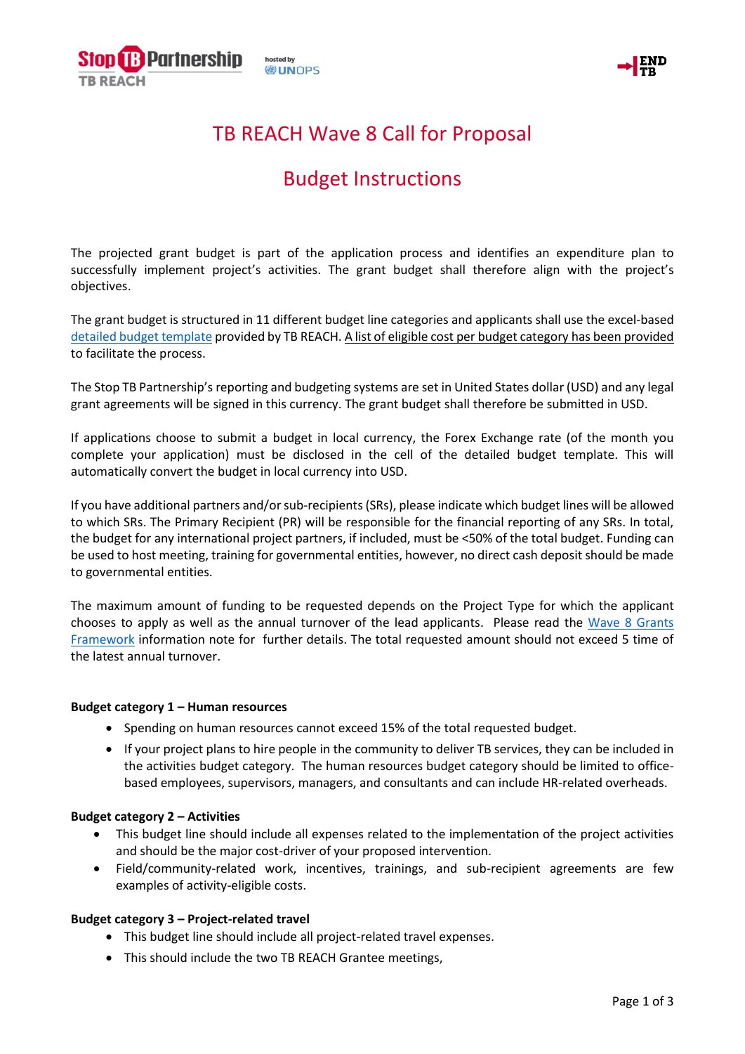# TB REACH Wave 8 Call for Proposal

## Budget Instructions

The projected grant budget is part of the application process and identifies an expenditure plan to successfully implement project's activities. The grant budget shall therefore align with the project's objectives.

The grant budget is structured in 11 different budget line categories and applicants shall use the excel-based detailed budget template provided by TB REACH. A list of eligible cost per budget category has been provided to facilitate the process.

The Stop TB Partnership's reporting and budgeting systems are set in United States dollar (USD) and any legal grant agreements will be signed in this currency. The grant budget shall therefore be submitted in USD.

If applications choose to submit a budget in local currency, the Forex Exchange rate (of the month you complete your application) must be disclosed in the cell of the detailed budget template. This will automatically convert the budget in local currency into USD.

If you have additional partners and/or sub-recipients (SRs), please indicate which budget lines will be allowed to which SRs. The Primary Recipient (PR) will be responsible for the financial reporting of any SRs. In total, the budget for any international project partners, if included, must be <50% of the total budget. Funding can be used to host meeting, training for governmental entities, however, no direct cash deposit should be made to governmental entities.

The maximum amount of funding to be requested depends on the Project Type for which the applicant chooses to apply as well as the annual turnover of the lead applicants. Please read the Wave 8 Grants Framework information note for further details. The total requested amount should not exceed 5 time of the latest annual turnover.

**Budget category 1 – Human resources**

- Spending on human resources cannot exceed 15% of the total requested budget.
- If your project plans to hire people in the community to deliver TB services, they can be included in the activities budget category. The human resources budget category should be limited to office-based employees, supervisors, managers, and consultants and can include HR-related overheads.

**Budget category 2 – Activities**

- This budget line should include all expenses related to the implementation of the project activities and should be the major cost-driver of your proposed intervention.
- Field/community-related work, incentives, trainings, and sub-recipient agreements are few examples of activity-eligible costs.

**Budget category 3 – Project-related travel**

- This budget line should include all project-related travel expenses.
- This should include the two TB REACH Grantee meetings,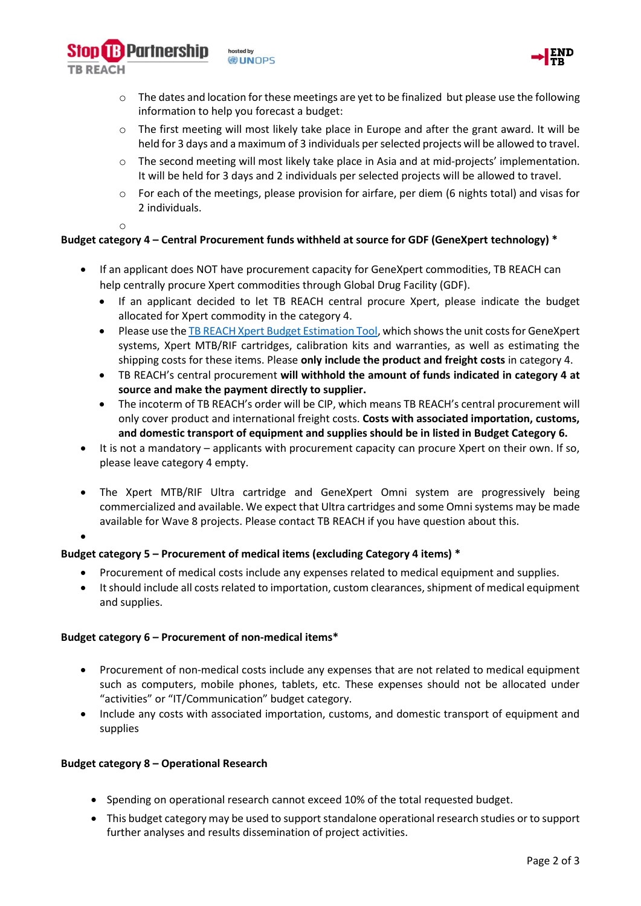- The dates and location for these meetings are yet to be finalized but please use the following information to help you forecast a budget:
- The first meeting will most likely take place in Europe and after the grant award. It will be held for 3 days and a maximum of 3 individuals per selected projects will be allowed to travel.
- The second meeting will most likely take place in Asia and at mid-projects' implementation. It will be held for 3 days and 2 individuals per selected projects will be allowed to travel.
- For each of the meetings, please provision for airfare, per diem (6 nights total) and visas for 2 individuals.

**Budget category 4 – Central Procurement funds withheld at source for GDF (GeneXpert technology) \***

- If an applicant does NOT have procurement capacity for GeneXpert commodities, TB REACH can help centrally procure Xpert commodities through Global Drug Facility (GDF).
  - If an applicant decided to let TB REACH central procure Xpert, please indicate the budget allocated for Xpert commodity in the category 4.
  - Please use the TB REACH Xpert Budget Estimation Tool, which shows the unit costs for GeneXpert systems, Xpert MTB/RIF cartridges, calibration kits and warranties, as well as estimating the shipping costs for these items. Please **only include the product and freight costs** in category 4.
  - TB REACH's central procurement **will withhold the amount of funds indicated in category 4 at source and make the payment directly to supplier.**
  - The incoterm of TB REACH's order will be CIP, which means TB REACH's central procurement will only cover product and international freight costs. **Costs with associated importation, customs, and domestic transport of equipment and supplies should be in listed in Budget Category 6.**
- It is not a mandatory – applicants with procurement capacity can procure Xpert on their own. If so, please leave category 4 empty.
- The Xpert MTB/RIF Ultra cartridge and GeneXpert Omni system are progressively being commercialized and available. We expect that Ultra cartridges and some Omni systems may be made available for Wave 8 projects. Please contact TB REACH if you have question about this.

**Budget category 5 – Procurement of medical items (excluding Category 4 items) \***

- Procurement of medical costs include any expenses related to medical equipment and supplies.
- It should include all costs related to importation, custom clearances, shipment of medical equipment and supplies.

**Budget category 6 – Procurement of non-medical items\***

- Procurement of non-medical costs include any expenses that are not related to medical equipment such as computers, mobile phones, tablets, etc. These expenses should not be allocated under "activities" or "IT/Communication" budget category.
- Include any costs with associated importation, customs, and domestic transport of equipment and supplies

**Budget category 8 – Operational Research**

- Spending on operational research cannot exceed 10% of the total requested budget.
- This budget category may be used to support standalone operational research studies or to support further analyses and results dissemination of project activities.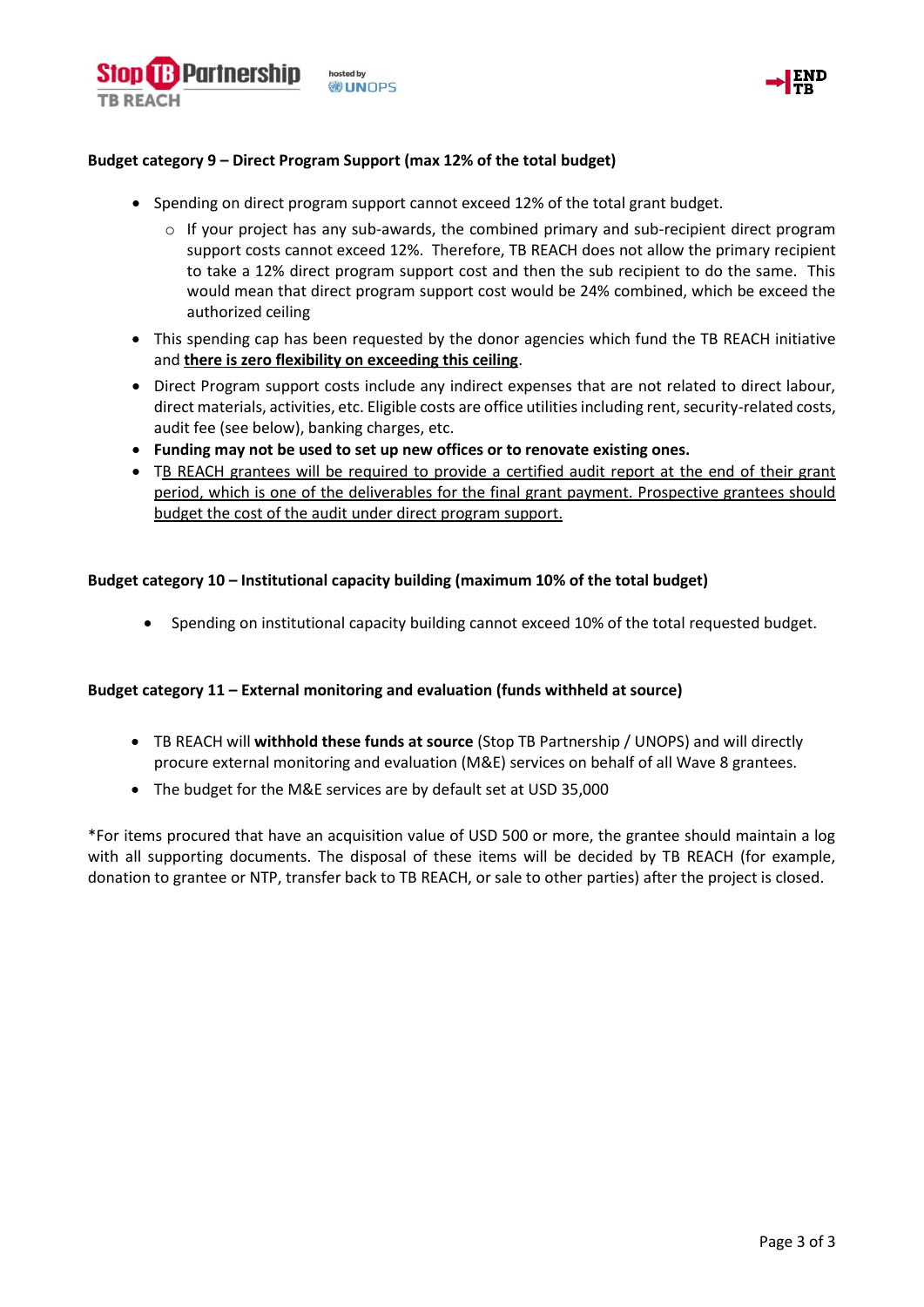**Budget category 9 – Direct Program Support (max 12% of the total budget)**

- Spending on direct program support cannot exceed 12% of the total grant budget.
    - If your project has any sub-awards, the combined primary and sub-recipient direct program support costs cannot exceed 12%. Therefore, TB REACH does not allow the primary recipient to take a 12% direct program support cost and then the sub recipient to do the same. This would mean that direct program support cost would be 24% combined, which be exceed the authorized ceiling
- This spending cap has been requested by the donor agencies which fund the TB REACH initiative and **there is zero flexibility on exceeding this ceiling**.
- Direct Program support costs include any indirect expenses that are not related to direct labour, direct materials, activities, etc. Eligible costs are office utilities including rent, security-related costs, audit fee (see below), banking charges, etc.
- **Funding may not be used to set up new offices or to renovate existing ones.**
- TB REACH grantees will be required to provide a certified audit report at the end of their grant period, which is one of the deliverables for the final grant payment. Prospective grantees should budget the cost of the audit under direct program support.

**Budget category 10 – Institutional capacity building (maximum 10% of the total budget)**

- Spending on institutional capacity building cannot exceed 10% of the total requested budget.

**Budget category 11 – External monitoring and evaluation (funds withheld at source)**

- TB REACH will **withhold these funds at source** (Stop TB Partnership / UNOPS) and will directly procure external monitoring and evaluation (M&E) services on behalf of all Wave 8 grantees.
- The budget for the M&E services are by default set at USD 35,000

*For items procured that have an acquisition value of USD 500 or more, the grantee should maintain a log with all supporting documents. The disposal of these items will be decided by TB REACH (for example, donation to grantee or NTP, transfer back to TB REACH, or sale to other parties) after the project is closed.